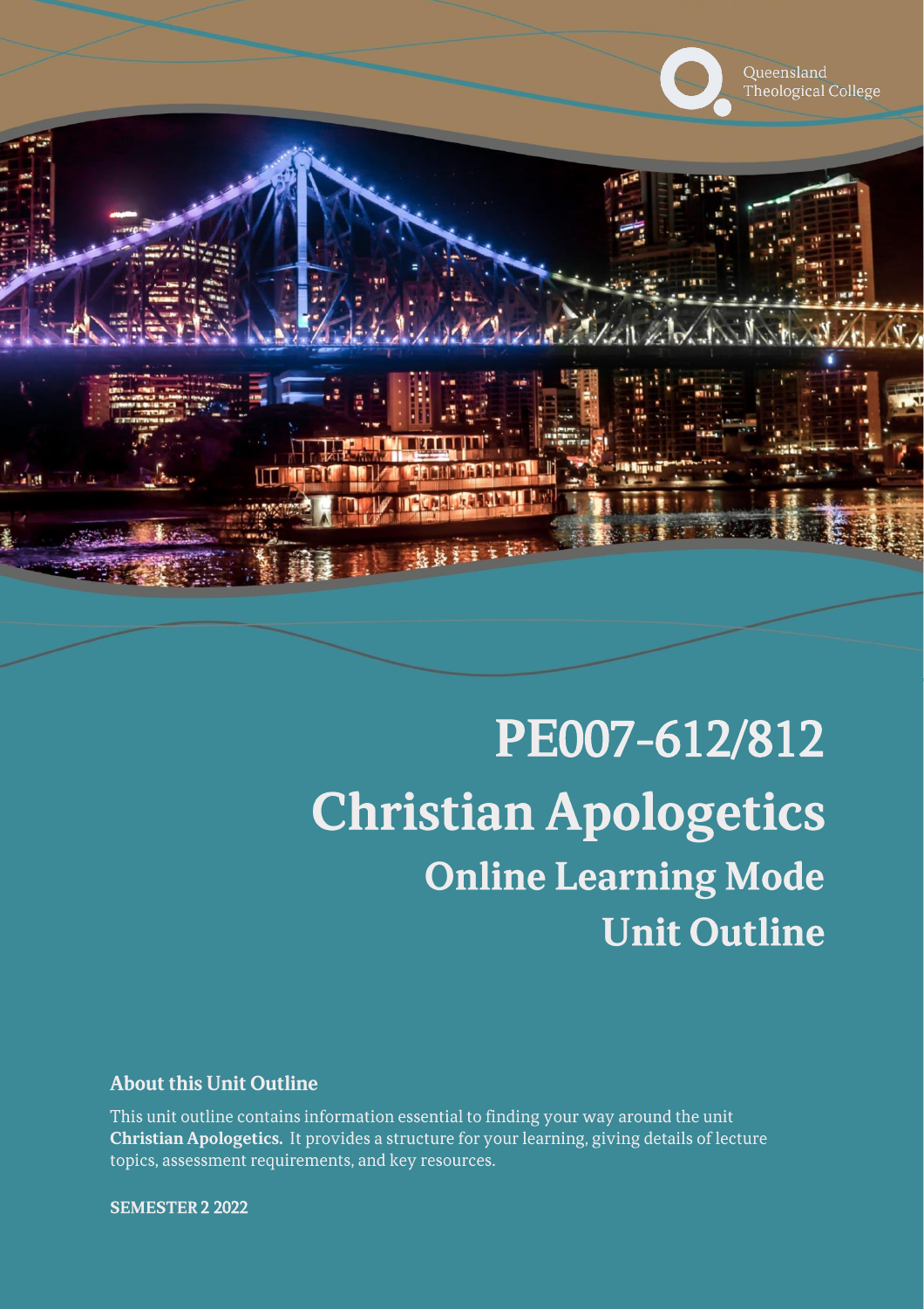Queensland Theological College

# PE007-612/812
# Christian Apologetics
## Online Learning Mode
## Unit Outline

### About this Unit Outline

This unit outline contains information essential to finding your way around the unit **Christian Apologetics.** It provides a structure for your learning, giving details of lecture topics, assessment requirements, and key resources.

**SEMESTER 2 2022**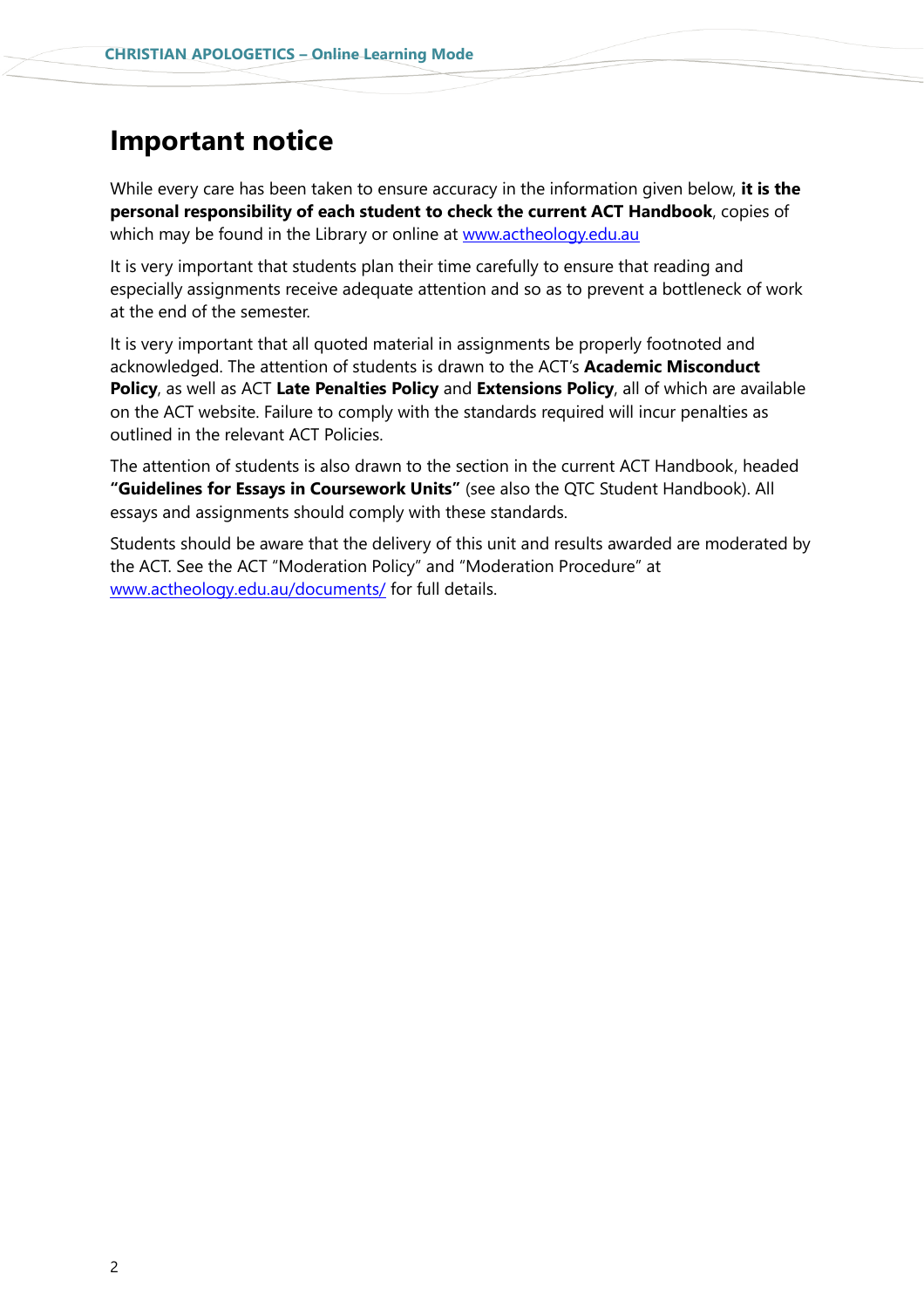# Important notice

While every care has been taken to ensure accuracy in the information given below, **it is the personal responsibility of each student to check the current ACT Handbook**, copies of which may be found in the Library or online at [www.actheology.edu.au](http://www.actheology.edu.au)

It is very important that students plan their time carefully to ensure that reading and especially assignments receive adequate attention and so as to prevent a bottleneck of work at the end of the semester.

It is very important that all quoted material in assignments be properly footnoted and acknowledged. The attention of students is drawn to the ACT's **Academic Misconduct Policy**, as well as ACT **Late Penalties Policy** and **Extensions Policy**, all of which are available on the ACT website. Failure to comply with the standards required will incur penalties as outlined in the relevant ACT Policies.

The attention of students is also drawn to the section in the current ACT Handbook, headed **"Guidelines for Essays in Coursework Units"** (see also the QTC Student Handbook). All essays and assignments should comply with these standards.

Students should be aware that the delivery of this unit and results awarded are moderated by the ACT. See the ACT "Moderation Policy" and "Moderation Procedure" at [www.actheology.edu.au/documents/](http://www.actheology.edu.au/documents/) for full details.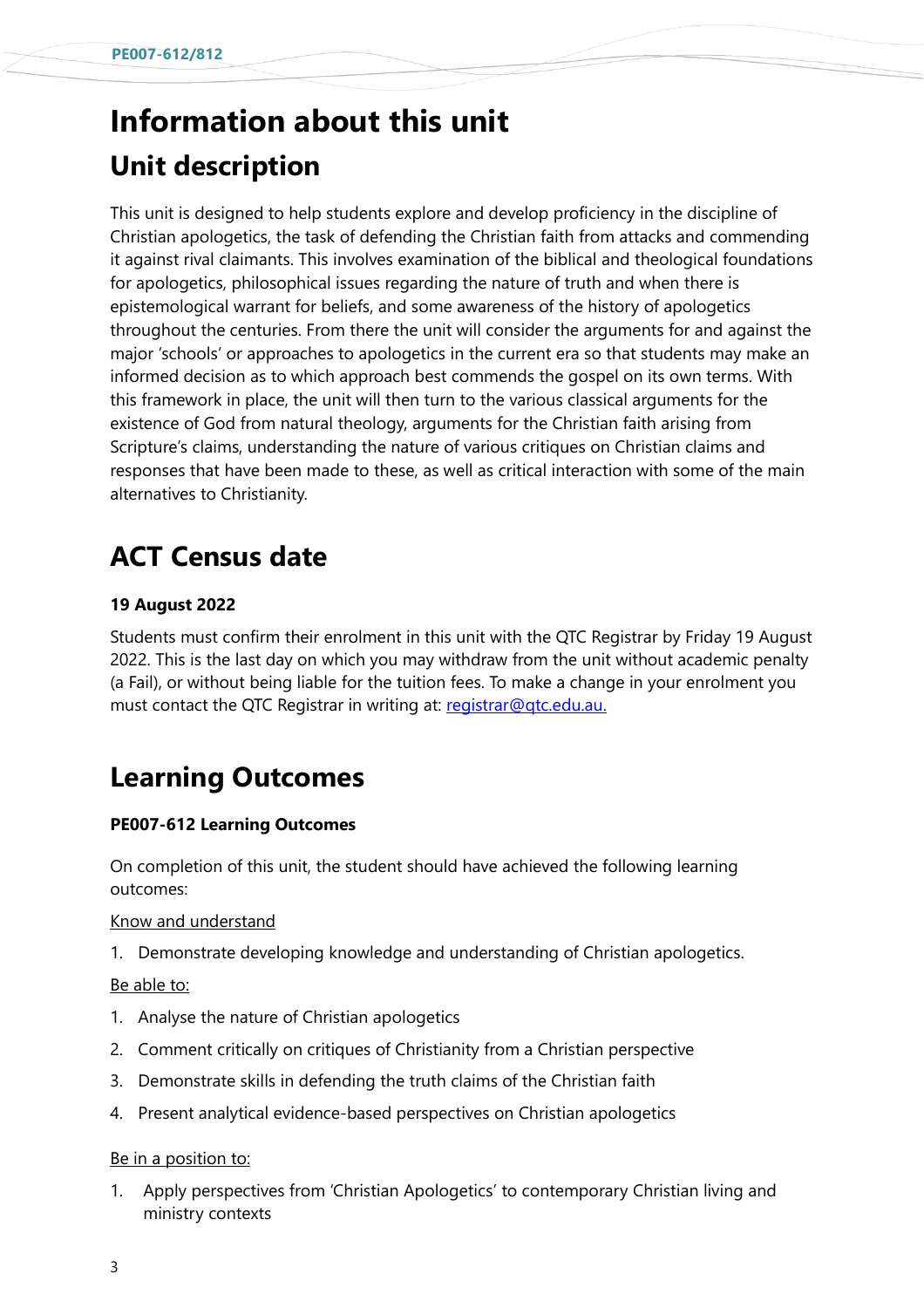# Information about this unit

## Unit description

This unit is designed to help students explore and develop proficiency in the discipline of Christian apologetics, the task of defending the Christian faith from attacks and commending it against rival claimants. This involves examination of the biblical and theological foundations for apologetics, philosophical issues regarding the nature of truth and when there is epistemological warrant for beliefs, and some awareness of the history of apologetics throughout the centuries. From there the unit will consider the arguments for and against the major 'schools' or approaches to apologetics in the current era so that students may make an informed decision as to which approach best commends the gospel on its own terms. With this framework in place, the unit will then turn to the various classical arguments for the existence of God from natural theology, arguments for the Christian faith arising from Scripture's claims, understanding the nature of various critiques on Christian claims and responses that have been made to these, as well as critical interaction with some of the main alternatives to Christianity.

# ACT Census date

**19 August 2022**

Students must confirm their enrolment in this unit with the QTC Registrar by Friday 19 August 2022. This is the last day on which you may withdraw from the unit without academic penalty (a Fail), or without being liable for the tuition fees. To make a change in your enrolment you must contact the QTC Registrar in writing at: registrar@qtc.edu.au.

# Learning Outcomes

**PE007-612 Learning Outcomes**

On completion of this unit, the student should have achieved the following learning outcomes:

Know and understand

1. Demonstrate developing knowledge and understanding of Christian apologetics.

Be able to:

1. Analyse the nature of Christian apologetics
2. Comment critically on critiques of Christianity from a Christian perspective
3. Demonstrate skills in defending the truth claims of the Christian faith
4. Present analytical evidence-based perspectives on Christian apologetics

Be in a position to:

1. Apply perspectives from 'Christian Apologetics' to contemporary Christian living and ministry contexts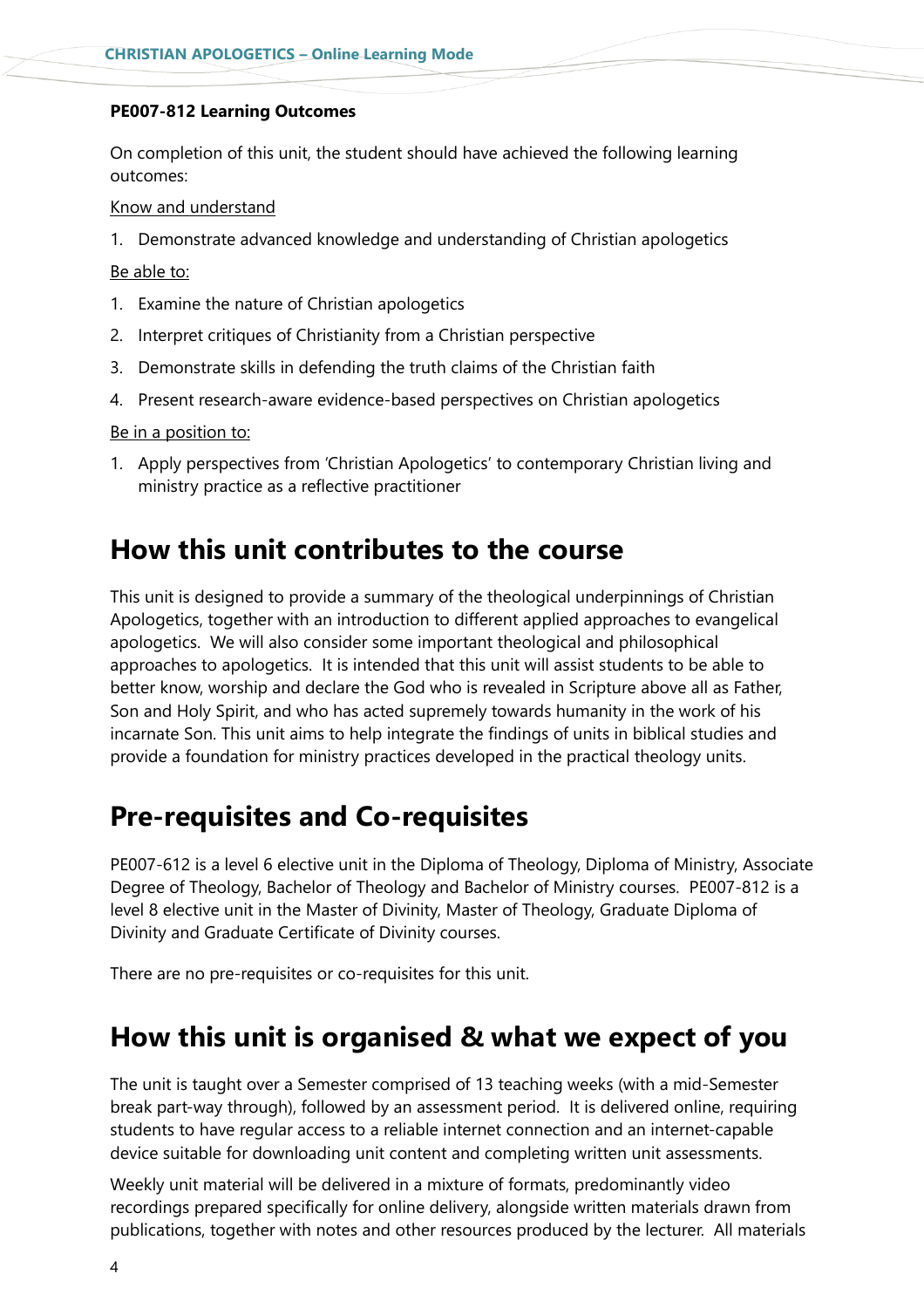**PE007-812 Learning Outcomes**

On completion of this unit, the student should have achieved the following learning outcomes:

Know and understand

1. Demonstrate advanced knowledge and understanding of Christian apologetics

Be able to:

1. Examine the nature of Christian apologetics
2. Interpret critiques of Christianity from a Christian perspective
3. Demonstrate skills in defending the truth claims of the Christian faith
4. Present research-aware evidence-based perspectives on Christian apologetics

Be in a position to:

1. Apply perspectives from 'Christian Apologetics' to contemporary Christian living and ministry practice as a reflective practitioner

# How this unit contributes to the course

This unit is designed to provide a summary of the theological underpinnings of Christian Apologetics, together with an introduction to different applied approaches to evangelical apologetics. We will also consider some important theological and philosophical approaches to apologetics. It is intended that this unit will assist students to be able to better know, worship and declare the God who is revealed in Scripture above all as Father, Son and Holy Spirit, and who has acted supremely towards humanity in the work of his incarnate Son. This unit aims to help integrate the findings of units in biblical studies and provide a foundation for ministry practices developed in the practical theology units.

# Pre-requisites and Co-requisites

PE007-612 is a level 6 elective unit in the Diploma of Theology, Diploma of Ministry, Associate Degree of Theology, Bachelor of Theology and Bachelor of Ministry courses. PE007-812 is a level 8 elective unit in the Master of Divinity, Master of Theology, Graduate Diploma of Divinity and Graduate Certificate of Divinity courses.

There are no pre-requisites or co-requisites for this unit.

# How this unit is organised & what we expect of you

The unit is taught over a Semester comprised of 13 teaching weeks (with a mid-Semester break part-way through), followed by an assessment period. It is delivered online, requiring students to have regular access to a reliable internet connection and an internet-capable device suitable for downloading unit content and completing written unit assessments.

Weekly unit material will be delivered in a mixture of formats, predominantly video recordings prepared specifically for online delivery, alongside written materials drawn from publications, together with notes and other resources produced by the lecturer. All materials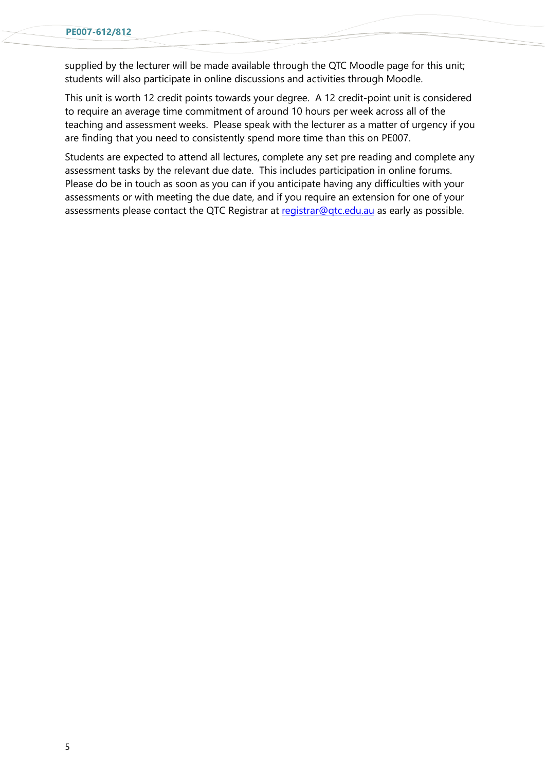supplied by the lecturer will be made available through the QTC Moodle page for this unit; students will also participate in online discussions and activities through Moodle.

This unit is worth 12 credit points towards your degree. A 12 credit-point unit is considered to require an average time commitment of around 10 hours per week across all of the teaching and assessment weeks. Please speak with the lecturer as a matter of urgency if you are finding that you need to consistently spend more time than this on PE007.

Students are expected to attend all lectures, complete any set pre reading and complete any assessment tasks by the relevant due date. This includes participation in online forums. Please do be in touch as soon as you can if you anticipate having any difficulties with your assessments or with meeting the due date, and if you require an extension for one of your assessments please contact the QTC Registrar at registrar@qtc.edu.au as early as possible.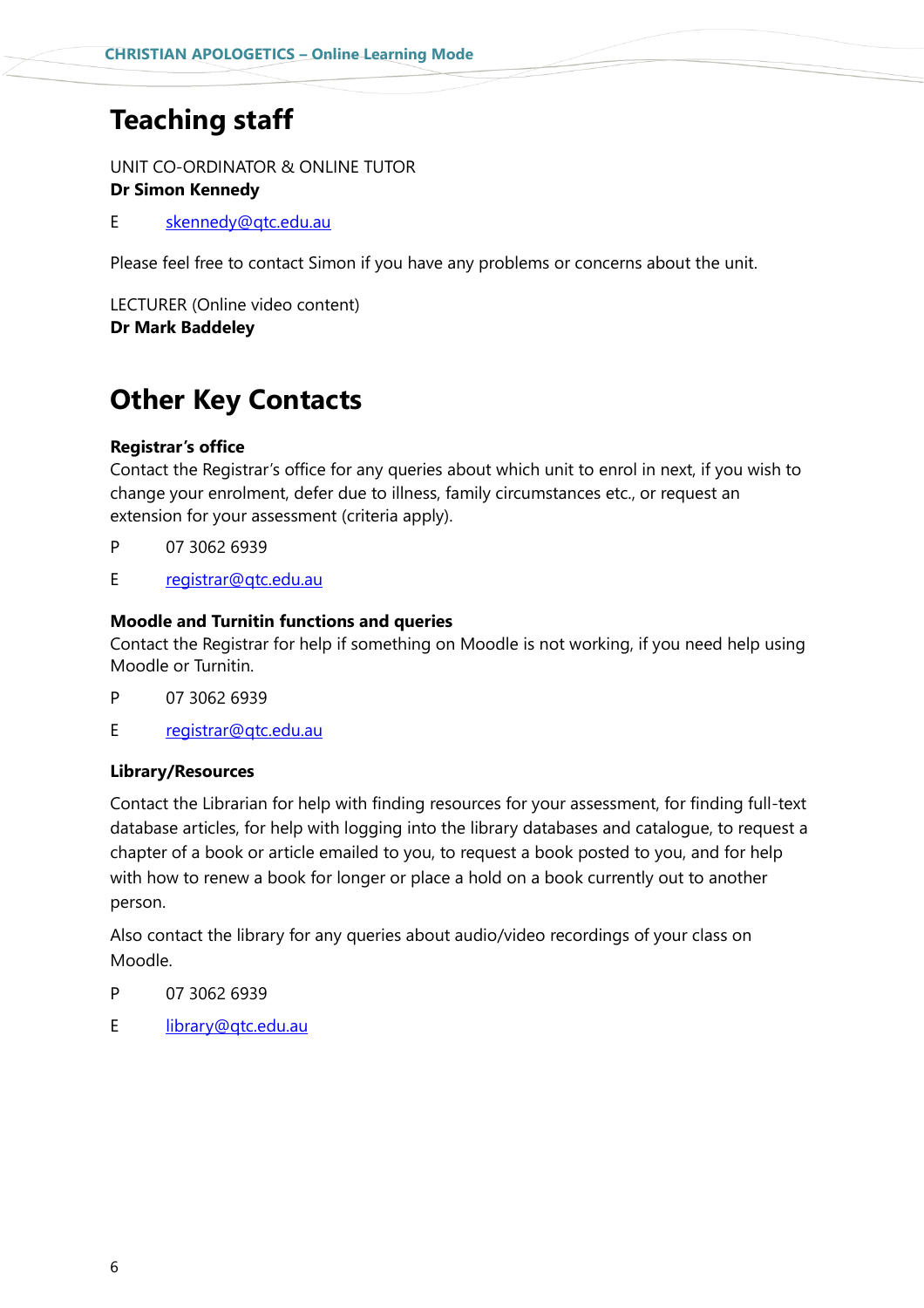# Teaching staff

UNIT CO-ORDINATOR & ONLINE TUTOR
**Dr Simon Kennedy**

E skennedy@qtc.edu.au

Please feel free to contact Simon if you have any problems or concerns about the unit.

LECTURER (Online video content)
**Dr Mark Baddeley**

# Other Key Contacts

**Registrar's office**
Contact the Registrar's office for any queries about which unit to enrol in next, if you wish to change your enrolment, defer due to illness, family circumstances etc., or request an extension for your assessment (criteria apply).

P 07 3062 6939

E registrar@qtc.edu.au

**Moodle and Turnitin functions and queries**
Contact the Registrar for help if something on Moodle is not working, if you need help using Moodle or Turnitin.

P 07 3062 6939

E registrar@qtc.edu.au

**Library/Resources**

Contact the Librarian for help with finding resources for your assessment, for finding full-text database articles, for help with logging into the library databases and catalogue, to request a chapter of a book or article emailed to you, to request a book posted to you, and for help with how to renew a book for longer or place a hold on a book currently out to another person.

Also contact the library for any queries about audio/video recordings of your class on Moodle.

P 07 3062 6939

E library@qtc.edu.au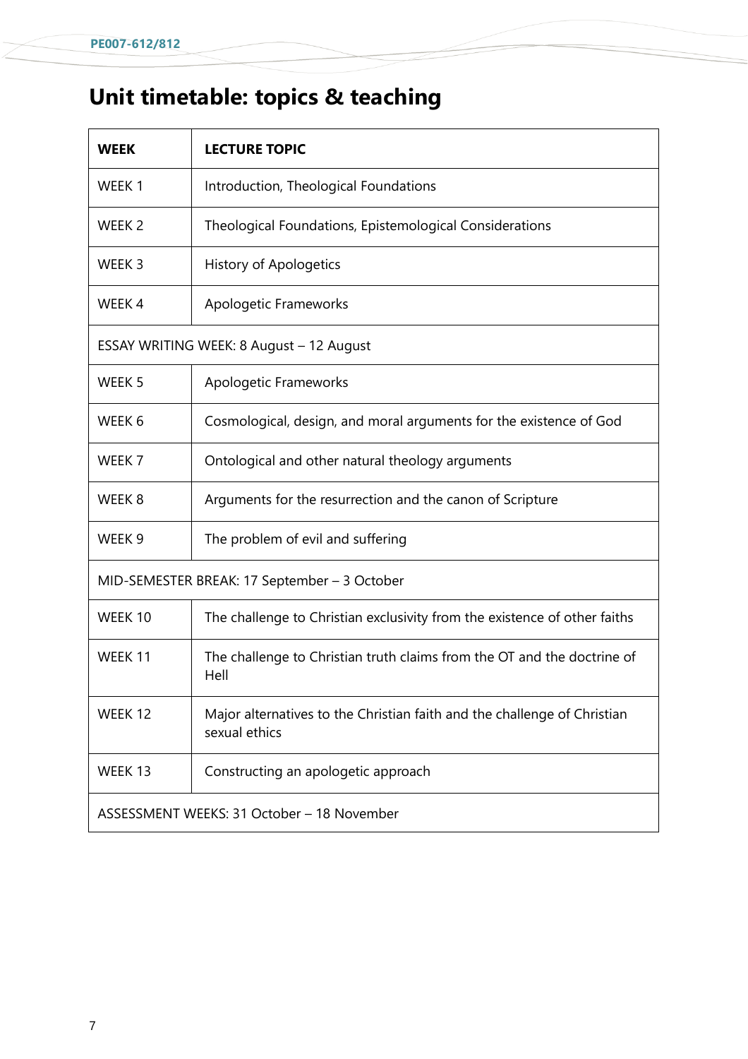# Unit timetable: topics & teaching

| WEEK | LECTURE TOPIC |
|---|---|
| WEEK 1 | Introduction, Theological Foundations |
| WEEK 2 | Theological Foundations, Epistemological Considerations |
| WEEK 3 | History of Apologetics |
| WEEK 4 | Apologetic Frameworks |
| ESSAY WRITING WEEK: 8 August – 12 August | |
| WEEK 5 | Apologetic Frameworks |
| WEEK 6 | Cosmological, design, and moral arguments for the existence of God |
| WEEK 7 | Ontological and other natural theology arguments |
| WEEK 8 | Arguments for the resurrection and the canon of Scripture |
| WEEK 9 | The problem of evil and suffering |
| MID-SEMESTER BREAK: 17 September – 3 October | |
| WEEK 10 | The challenge to Christian exclusivity from the existence of other faiths |
| WEEK 11 | The challenge to Christian truth claims from the OT and the doctrine of Hell |
| WEEK 12 | Major alternatives to the Christian faith and the challenge of Christian sexual ethics |
| WEEK 13 | Constructing an apologetic approach |
| ASSESSMENT WEEKS: 31 October – 18 November | |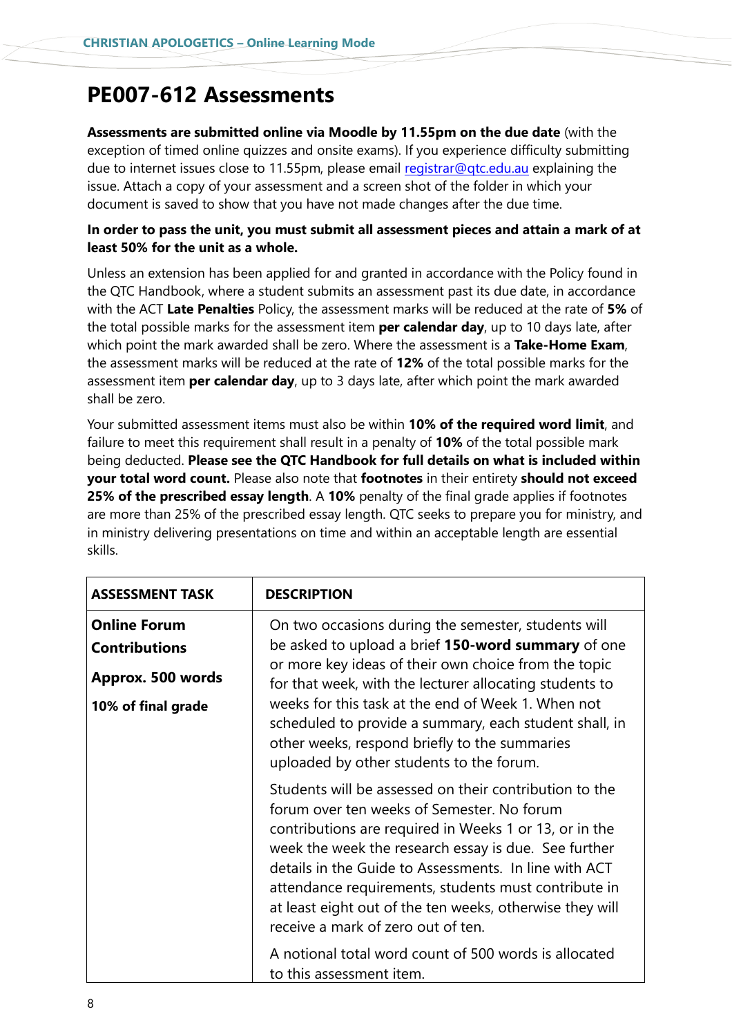# PE007-612 Assessments

**Assessments are submitted online via Moodle by 11.55pm on the due date** (with the exception of timed online quizzes and onsite exams). If you experience difficulty submitting due to internet issues close to 11.55pm, please email registrar@qtc.edu.au explaining the issue. Attach a copy of your assessment and a screen shot of the folder in which your document is saved to show that you have not made changes after the due time.

**In order to pass the unit, you must submit all assessment pieces and attain a mark of at least 50% for the unit as a whole.**

Unless an extension has been applied for and granted in accordance with the Policy found in the QTC Handbook, where a student submits an assessment past its due date, in accordance with the ACT **Late Penalties** Policy, the assessment marks will be reduced at the rate of **5%** of the total possible marks for the assessment item **per calendar day**, up to 10 days late, after which point the mark awarded shall be zero. Where the assessment is a **Take-Home Exam**, the assessment marks will be reduced at the rate of **12%** of the total possible marks for the assessment item **per calendar day**, up to 3 days late, after which point the mark awarded shall be zero.

Your submitted assessment items must also be within **10% of the required word limit**, and failure to meet this requirement shall result in a penalty of **10%** of the total possible mark being deducted. **Please see the QTC Handbook for full details on what is included within your total word count.** Please also note that **footnotes** in their entirety **should not exceed 25% of the prescribed essay length**. A **10%** penalty of the final grade applies if footnotes are more than 25% of the prescribed essay length. QTC seeks to prepare you for ministry, and in ministry delivering presentations on time and within an acceptable length are essential skills.

| ASSESSMENT TASK | DESCRIPTION |
|---|---|
| **Online Forum Contributions**<br><br>**Approx. 500 words**<br><br>**10% of final grade** | On two occasions during the semester, students will be asked to upload a brief **150-word summary** of one or more key ideas of their own choice from the topic for that week, with the lecturer allocating students to weeks for this task at the end of Week 1. When not scheduled to provide a summary, each student shall, in other weeks, respond briefly to the summaries uploaded by other students to the forum.<br><br>Students will be assessed on their contribution to the forum over ten weeks of Semester. No forum contributions are required in Weeks 1 or 13, or in the week the week the research essay is due. See further details in the Guide to Assessments. In line with ACT attendance requirements, students must contribute in at least eight out of the ten weeks, otherwise they will receive a mark of zero out of ten.<br><br>A notional total word count of 500 words is allocated to this assessment item. |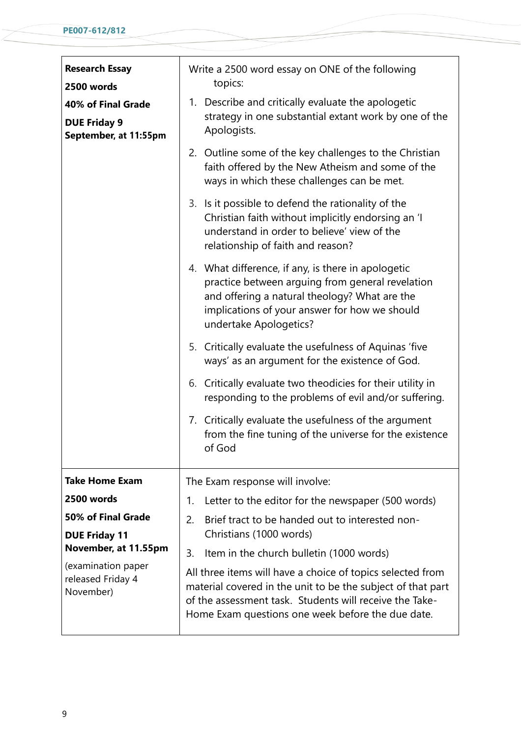| **Research Essay**<br>**2500 words**<br>**40% of Final Grade**<br>**DUE Friday 9 September, at 11:55pm** | Write a 2500 word essay on ONE of the following topics:<br>1. Describe and critically evaluate the apologetic strategy in one substantial extant work by one of the Apologists.<br>2. Outline some of the key challenges to the Christian faith offered by the New Atheism and some of the ways in which these challenges can be met.<br>3. Is it possible to defend the rationality of the Christian faith without implicitly endorsing an 'I understand in order to believe' view of the relationship of faith and reason?<br>4. What difference, if any, is there in apologetic practice between arguing from general revelation and offering a natural theology? What are the implications of your answer for how we should undertake Apologetics?<br>5. Critically evaluate the usefulness of Aquinas 'five ways' as an argument for the existence of God.<br>6. Critically evaluate two theodicies for their utility in responding to the problems of evil and/or suffering.<br>7. Critically evaluate the usefulness of the argument from the fine tuning of the universe for the existence of God |
|---|---|
| **Take Home Exam**<br>**2500 words**<br>**50% of Final Grade**<br>**DUE Friday 11 November, at 11.55pm**<br>(examination paper released Friday 4 November) | The Exam response will involve:<br>1. Letter to the editor for the newspaper (500 words)<br>2. Brief tract to be handed out to interested non-Christians (1000 words)<br>3. Item in the church bulletin (1000 words)<br>All three items will have a choice of topics selected from material covered in the unit to be the subject of that part of the assessment task. Students will receive the Take-Home Exam questions one week before the due date. |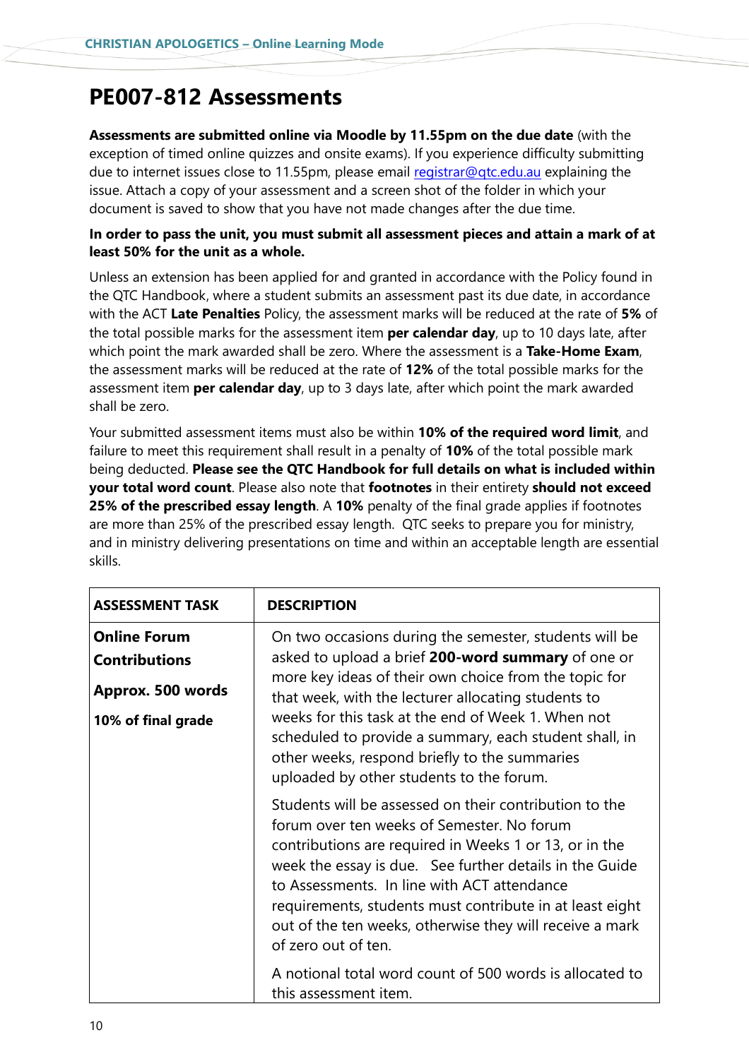# PE007-812 Assessments

**Assessments are submitted online via Moodle by 11.55pm on the due date** (with the exception of timed online quizzes and onsite exams). If you experience difficulty submitting due to internet issues close to 11.55pm, please email registrar@qtc.edu.au explaining the issue. Attach a copy of your assessment and a screen shot of the folder in which your document is saved to show that you have not made changes after the due time.

**In order to pass the unit, you must submit all assessment pieces and attain a mark of at least 50% for the unit as a whole.**

Unless an extension has been applied for and granted in accordance with the Policy found in the QTC Handbook, where a student submits an assessment past its due date, in accordance with the ACT **Late Penalties** Policy, the assessment marks will be reduced at the rate of **5%** of the total possible marks for the assessment item **per calendar day**, up to 10 days late, after which point the mark awarded shall be zero. Where the assessment is a **Take-Home Exam**, the assessment marks will be reduced at the rate of **12%** of the total possible marks for the assessment item **per calendar day**, up to 3 days late, after which point the mark awarded shall be zero.

Your submitted assessment items must also be within **10% of the required word limit**, and failure to meet this requirement shall result in a penalty of **10%** of the total possible mark being deducted. **Please see the QTC Handbook for full details on what is included within your total word count**. Please also note that **footnotes** in their entirety **should not exceed 25% of the prescribed essay length**. A **10%** penalty of the final grade applies if footnotes are more than 25% of the prescribed essay length. QTC seeks to prepare you for ministry, and in ministry delivering presentations on time and within an acceptable length are essential skills.

| ASSESSMENT TASK | DESCRIPTION |
|---|---|
| **Online Forum Contributions**<br><br>**Approx. 500 words**<br><br>**10% of final grade** | On two occasions during the semester, students will be asked to upload a brief **200-word summary** of one or more key ideas of their own choice from the topic for that week, with the lecturer allocating students to weeks for this task at the end of Week 1. When not scheduled to provide a summary, each student shall, in other weeks, respond briefly to the summaries uploaded by other students to the forum.<br><br>Students will be assessed on their contribution to the forum over ten weeks of Semester. No forum contributions are required in Weeks 1 or 13, or in the week the essay is due. See further details in the Guide to Assessments. In line with ACT attendance requirements, students must contribute in at least eight out of the ten weeks, otherwise they will receive a mark of zero out of ten.<br><br>A notional total word count of 500 words is allocated to this assessment item. |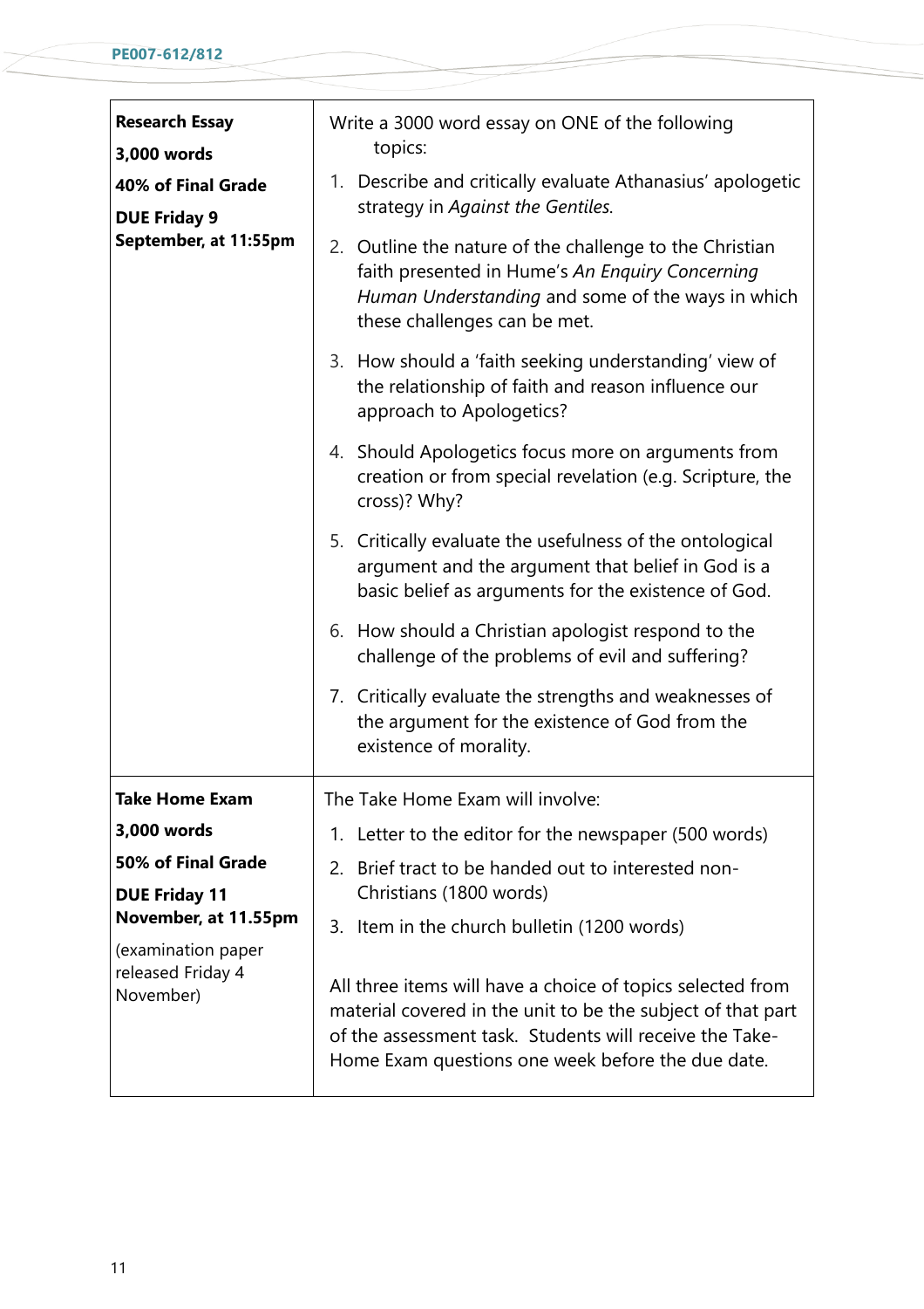| | |
|---|---|
| **Research Essay**<br>**3,000 words**<br>**40% of Final Grade**<br>**DUE Friday 9 September, at 11:55pm** | Write a 3000 word essay on ONE of the following topics:<br>1. Describe and critically evaluate Athanasius' apologetic strategy in *Against the Gentiles*.<br>2. Outline the nature of the challenge to the Christian faith presented in Hume's *An Enquiry Concerning Human Understanding* and some of the ways in which these challenges can be met.<br>3. How should a 'faith seeking understanding' view of the relationship of faith and reason influence our approach to Apologetics?<br>4. Should Apologetics focus more on arguments from creation or from special revelation (e.g. Scripture, the cross)? Why?<br>5. Critically evaluate the usefulness of the ontological argument and the argument that belief in God is a basic belief as arguments for the existence of God.<br>6. How should a Christian apologist respond to the challenge of the problems of evil and suffering?<br>7. Critically evaluate the strengths and weaknesses of the argument for the existence of God from the existence of morality. |
| **Take Home Exam**<br>**3,000 words**<br>**50% of Final Grade**<br>**DUE Friday 11 November, at 11.55pm**<br>(examination paper released Friday 4 November) | The Take Home Exam will involve:<br>1. Letter to the editor for the newspaper (500 words)<br>2. Brief tract to be handed out to interested non-Christians (1800 words)<br>3. Item in the church bulletin (1200 words)<br><br>All three items will have a choice of topics selected from material covered in the unit to be the subject of that part of the assessment task. Students will receive the Take-Home Exam questions one week before the due date. |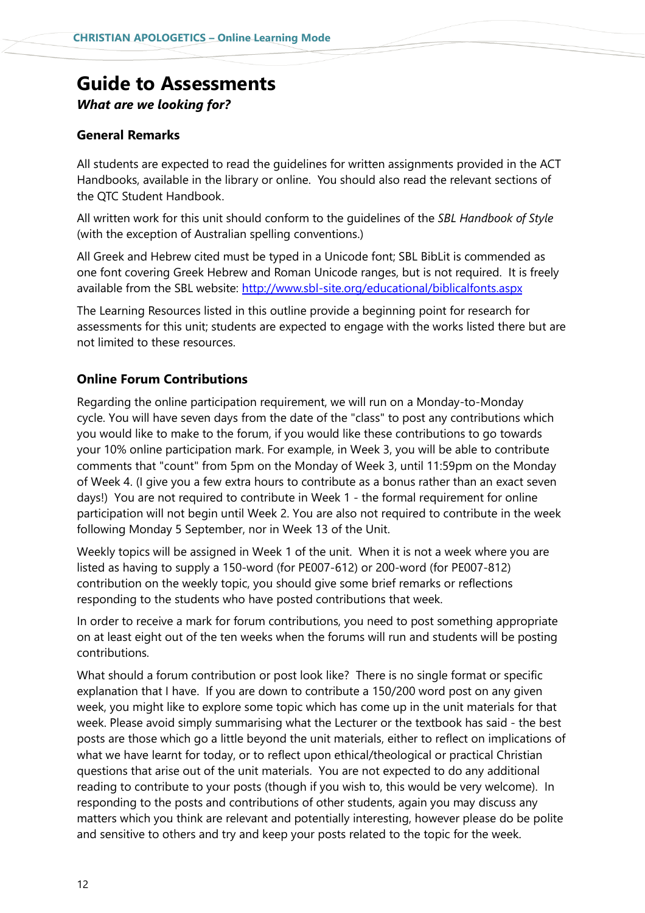# Guide to Assessments

***What are we looking for?***

### General Remarks

All students are expected to read the guidelines for written assignments provided in the ACT Handbooks, available in the library or online. You should also read the relevant sections of the QTC Student Handbook.

All written work for this unit should conform to the guidelines of the *SBL Handbook of Style* (with the exception of Australian spelling conventions.)

All Greek and Hebrew cited must be typed in a Unicode font; SBL BibLit is commended as one font covering Greek Hebrew and Roman Unicode ranges, but is not required. It is freely available from the SBL website: [http://www.sbl-site.org/educational/biblicalfonts.aspx](http://www.sbl-site.org/educational/biblicalfonts.aspx)

The Learning Resources listed in this outline provide a beginning point for research for assessments for this unit; students are expected to engage with the works listed there but are not limited to these resources.

### Online Forum Contributions

Regarding the online participation requirement, we will run on a Monday-to-Monday cycle. You will have seven days from the date of the "class" to post any contributions which you would like to make to the forum, if you would like these contributions to go towards your 10% online participation mark. For example, in Week 3, you will be able to contribute comments that "count" from 5pm on the Monday of Week 3, until 11:59pm on the Monday of Week 4. (I give you a few extra hours to contribute as a bonus rather than an exact seven days!) You are not required to contribute in Week 1 - the formal requirement for online participation will not begin until Week 2. You are also not required to contribute in the week following Monday 5 September, nor in Week 13 of the Unit.

Weekly topics will be assigned in Week 1 of the unit. When it is not a week where you are listed as having to supply a 150-word (for PE007-612) or 200-word (for PE007-812) contribution on the weekly topic, you should give some brief remarks or reflections responding to the students who have posted contributions that week.

In order to receive a mark for forum contributions, you need to post something appropriate on at least eight out of the ten weeks when the forums will run and students will be posting contributions.

What should a forum contribution or post look like? There is no single format or specific explanation that I have. If you are down to contribute a 150/200 word post on any given week, you might like to explore some topic which has come up in the unit materials for that week. Please avoid simply summarising what the Lecturer or the textbook has said - the best posts are those which go a little beyond the unit materials, either to reflect on implications of what we have learnt for today, or to reflect upon ethical/theological or practical Christian questions that arise out of the unit materials. You are not expected to do any additional reading to contribute to your posts (though if you wish to, this would be very welcome). In responding to the posts and contributions of other students, again you may discuss any matters which you think are relevant and potentially interesting, however please do be polite and sensitive to others and try and keep your posts related to the topic for the week.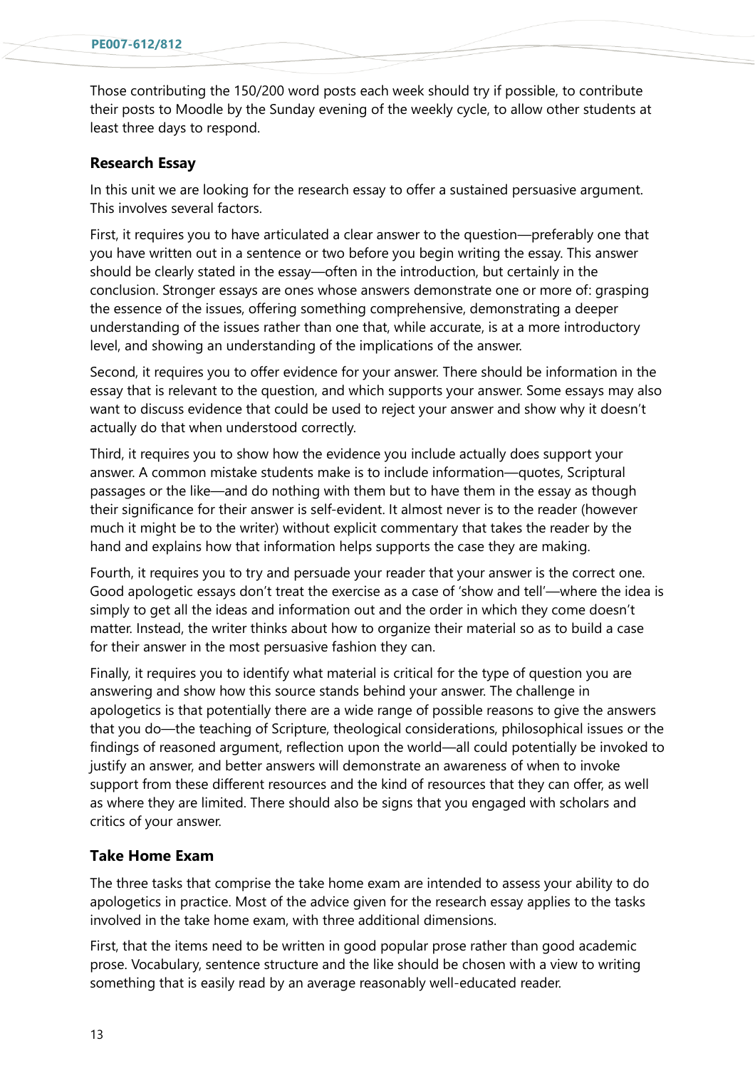Those contributing the 150/200 word posts each week should try if possible, to contribute their posts to Moodle by the Sunday evening of the weekly cycle, to allow other students at least three days to respond.

### Research Essay

In this unit we are looking for the research essay to offer a sustained persuasive argument. This involves several factors.

First, it requires you to have articulated a clear answer to the question—preferably one that you have written out in a sentence or two before you begin writing the essay. This answer should be clearly stated in the essay—often in the introduction, but certainly in the conclusion. Stronger essays are ones whose answers demonstrate one or more of: grasping the essence of the issues, offering something comprehensive, demonstrating a deeper understanding of the issues rather than one that, while accurate, is at a more introductory level, and showing an understanding of the implications of the answer.

Second, it requires you to offer evidence for your answer. There should be information in the essay that is relevant to the question, and which supports your answer. Some essays may also want to discuss evidence that could be used to reject your answer and show why it doesn't actually do that when understood correctly.

Third, it requires you to show how the evidence you include actually does support your answer. A common mistake students make is to include information—quotes, Scriptural passages or the like—and do nothing with them but to have them in the essay as though their significance for their answer is self-evident. It almost never is to the reader (however much it might be to the writer) without explicit commentary that takes the reader by the hand and explains how that information helps supports the case they are making.

Fourth, it requires you to try and persuade your reader that your answer is the correct one. Good apologetic essays don't treat the exercise as a case of 'show and tell'—where the idea is simply to get all the ideas and information out and the order in which they come doesn't matter. Instead, the writer thinks about how to organize their material so as to build a case for their answer in the most persuasive fashion they can.

Finally, it requires you to identify what material is critical for the type of question you are answering and show how this source stands behind your answer. The challenge in apologetics is that potentially there are a wide range of possible reasons to give the answers that you do—the teaching of Scripture, theological considerations, philosophical issues or the findings of reasoned argument, reflection upon the world—all could potentially be invoked to justify an answer, and better answers will demonstrate an awareness of when to invoke support from these different resources and the kind of resources that they can offer, as well as where they are limited. There should also be signs that you engaged with scholars and critics of your answer.

### Take Home Exam

The three tasks that comprise the take home exam are intended to assess your ability to do apologetics in practice. Most of the advice given for the research essay applies to the tasks involved in the take home exam, with three additional dimensions.

First, that the items need to be written in good popular prose rather than good academic prose. Vocabulary, sentence structure and the like should be chosen with a view to writing something that is easily read by an average reasonably well-educated reader.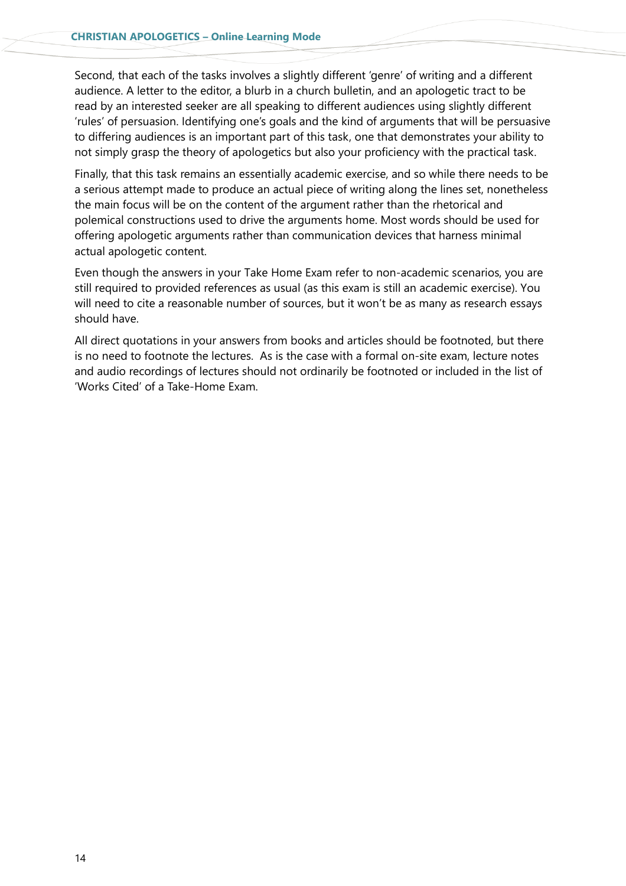Second, that each of the tasks involves a slightly different 'genre' of writing and a different audience. A letter to the editor, a blurb in a church bulletin, and an apologetic tract to be read by an interested seeker are all speaking to different audiences using slightly different 'rules' of persuasion. Identifying one's goals and the kind of arguments that will be persuasive to differing audiences is an important part of this task, one that demonstrates your ability to not simply grasp the theory of apologetics but also your proficiency with the practical task.

Finally, that this task remains an essentially academic exercise, and so while there needs to be a serious attempt made to produce an actual piece of writing along the lines set, nonetheless the main focus will be on the content of the argument rather than the rhetorical and polemical constructions used to drive the arguments home. Most words should be used for offering apologetic arguments rather than communication devices that harness minimal actual apologetic content.

Even though the answers in your Take Home Exam refer to non-academic scenarios, you are still required to provided references as usual (as this exam is still an academic exercise). You will need to cite a reasonable number of sources, but it won't be as many as research essays should have.

All direct quotations in your answers from books and articles should be footnoted, but there is no need to footnote the lectures. As is the case with a formal on-site exam, lecture notes and audio recordings of lectures should not ordinarily be footnoted or included in the list of 'Works Cited' of a Take-Home Exam.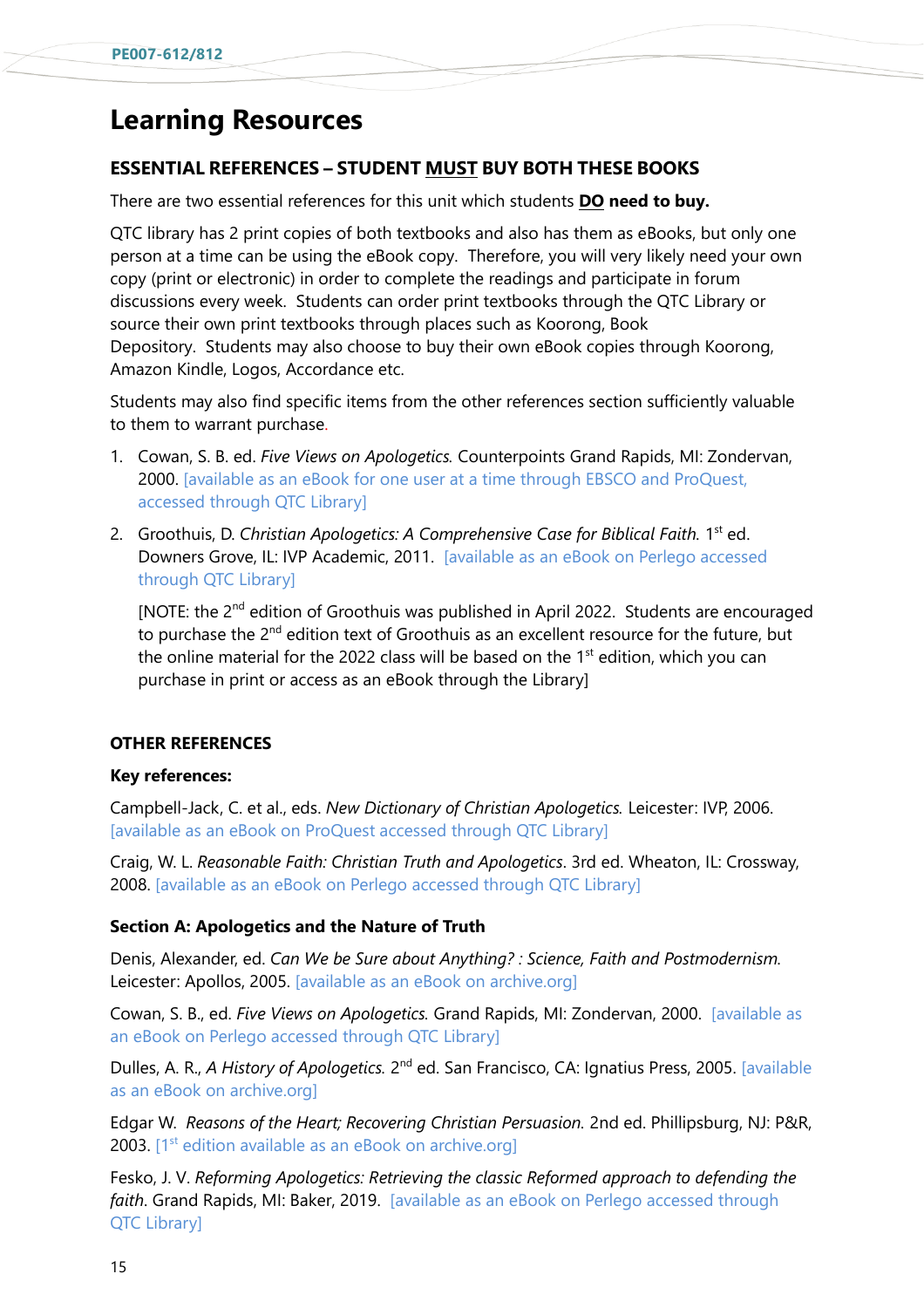# Learning Resources

## ESSENTIAL REFERENCES – STUDENT MUST BUY BOTH THESE BOOKS

There are two essential references for this unit which students **DO need to buy.**

QTC library has 2 print copies of both textbooks and also has them as eBooks, but only one person at a time can be using the eBook copy. Therefore, you will very likely need your own copy (print or electronic) in order to complete the readings and participate in forum discussions every week. Students can order print textbooks through the QTC Library or source their own print textbooks through places such as Koorong, Book Depository. Students may also choose to buy their own eBook copies through Koorong, Amazon Kindle, Logos, Accordance etc.

Students may also find specific items from the other references section sufficiently valuable to them to warrant purchase.

1. Cowan, S. B. ed. *Five Views on Apologetics.* Counterpoints Grand Rapids, MI: Zondervan, 2000. [available as an eBook for one user at a time through EBSCO and ProQuest, accessed through QTC Library]
2. Groothuis, D. *Christian Apologetics: A Comprehensive Case for Biblical Faith.* 1st ed. Downers Grove, IL: IVP Academic, 2011. [available as an eBook on Perlego accessed through QTC Library]

   [NOTE: the 2nd edition of Groothuis was published in April 2022. Students are encouraged to purchase the 2nd edition text of Groothuis as an excellent resource for the future, but the online material for the 2022 class will be based on the 1st edition, which you can purchase in print or access as an eBook through the Library]

## OTHER REFERENCES

### Key references:

Campbell-Jack, C. et al., eds. *New Dictionary of Christian Apologetics.* Leicester: IVP, 2006. [available as an eBook on ProQuest accessed through QTC Library]

Craig, W. L. *Reasonable Faith: Christian Truth and Apologetics*. 3rd ed. Wheaton, IL: Crossway, 2008. [available as an eBook on Perlego accessed through QTC Library]

### Section A: Apologetics and the Nature of Truth

Denis, Alexander, ed. *Can We be Sure about Anything? : Science, Faith and Postmodernism.* Leicester: Apollos, 2005. [available as an eBook on archive.org]

Cowan, S. B., ed. *Five Views on Apologetics.* Grand Rapids, MI: Zondervan, 2000. [available as an eBook on Perlego accessed through QTC Library]

Dulles, A. R., *A History of Apologetics.* 2nd ed. San Francisco, CA: Ignatius Press, 2005. [available as an eBook on archive.org]

Edgar W. *Reasons of the Heart; Recovering Christian Persuasion.* 2nd ed. Phillipsburg, NJ: P&R, 2003. [1st edition available as an eBook on archive.org]

Fesko, J. V. *Reforming Apologetics: Retrieving the classic Reformed approach to defending the faith*. Grand Rapids, MI: Baker, 2019. [available as an eBook on Perlego accessed through QTC Library]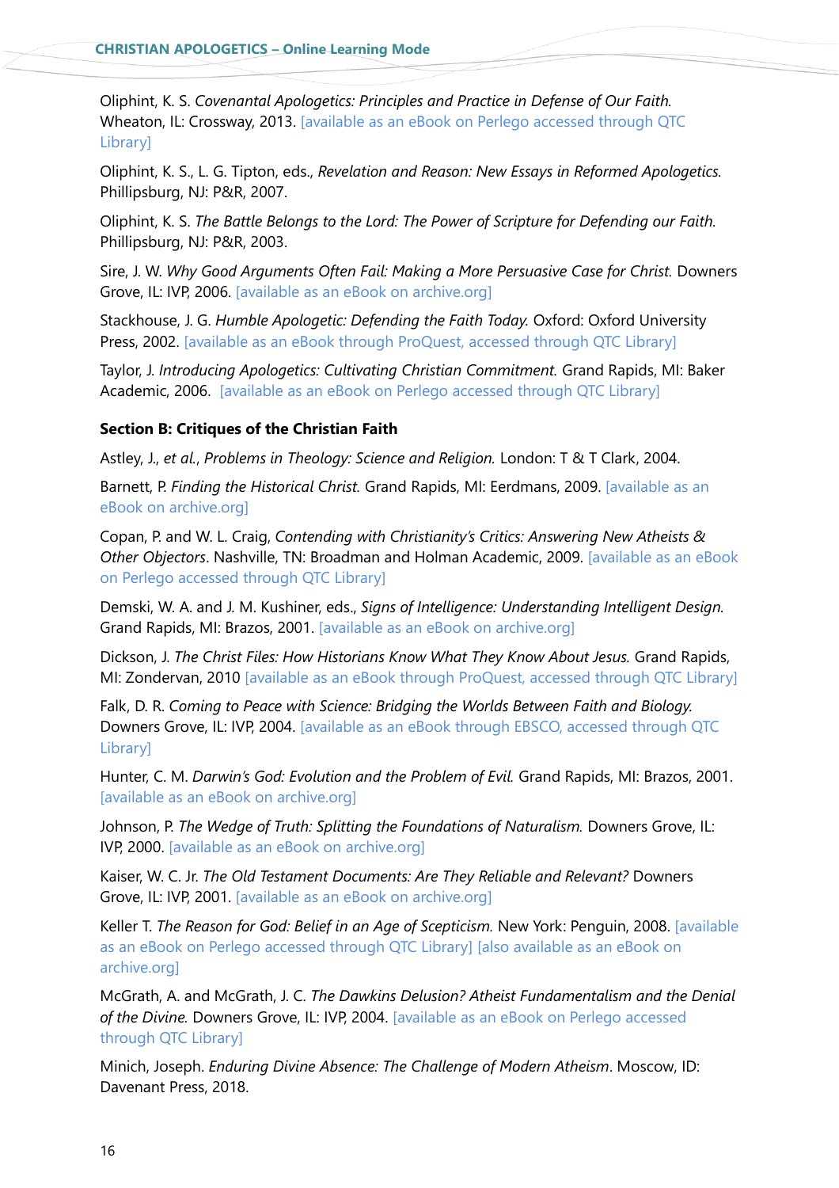Oliphint, K. S. *Covenantal Apologetics: Principles and Practice in Defense of Our Faith.* Wheaton, IL: Crossway, 2013. [available as an eBook on Perlego accessed through QTC Library]

Oliphint, K. S., L. G. Tipton, eds., *Revelation and Reason: New Essays in Reformed Apologetics.* Phillipsburg, NJ: P&R, 2007.

Oliphint, K. S. *The Battle Belongs to the Lord: The Power of Scripture for Defending our Faith.* Phillipsburg, NJ: P&R, 2003.

Sire, J. W. *Why Good Arguments Often Fail: Making a More Persuasive Case for Christ.* Downers Grove, IL: IVP, 2006. [available as an eBook on archive.org]

Stackhouse, J. G. *Humble Apologetic: Defending the Faith Today.* Oxford: Oxford University Press, 2002. [available as an eBook through ProQuest, accessed through QTC Library]

Taylor, J. *Introducing Apologetics: Cultivating Christian Commitment.* Grand Rapids, MI: Baker Academic, 2006. [available as an eBook on Perlego accessed through QTC Library]

**Section B: Critiques of the Christian Faith**

Astley, J., *et al.*, *Problems in Theology: Science and Religion.* London: T & T Clark, 2004.

Barnett, P. *Finding the Historical Christ.* Grand Rapids, MI: Eerdmans, 2009. [available as an eBook on archive.org]

Copan, P. and W. L. Craig, *Contending with Christianity's Critics: Answering New Atheists & Other Objectors*. Nashville, TN: Broadman and Holman Academic, 2009. [available as an eBook on Perlego accessed through QTC Library]

Demski, W. A. and J. M. Kushiner, eds., *Signs of Intelligence: Understanding Intelligent Design.* Grand Rapids, MI: Brazos, 2001. [available as an eBook on archive.org]

Dickson, J. *The Christ Files: How Historians Know What They Know About Jesus.* Grand Rapids, MI: Zondervan, 2010 [available as an eBook through ProQuest, accessed through QTC Library]

Falk, D. R. *Coming to Peace with Science: Bridging the Worlds Between Faith and Biology.* Downers Grove, IL: IVP, 2004. [available as an eBook through EBSCO, accessed through QTC Library]

Hunter, C. M. *Darwin's God: Evolution and the Problem of Evil.* Grand Rapids, MI: Brazos, 2001. [available as an eBook on archive.org]

Johnson, P. *The Wedge of Truth: Splitting the Foundations of Naturalism.* Downers Grove, IL: IVP, 2000. [available as an eBook on archive.org]

Kaiser, W. C. Jr. *The Old Testament Documents: Are They Reliable and Relevant?* Downers Grove, IL: IVP, 2001. [available as an eBook on archive.org]

Keller T. *The Reason for God: Belief in an Age of Scepticism.* New York: Penguin, 2008. [available as an eBook on Perlego accessed through QTC Library] [also available as an eBook on archive.org]

McGrath, A. and McGrath, J. C. *The Dawkins Delusion? Atheist Fundamentalism and the Denial of the Divine.* Downers Grove, IL: IVP, 2004. [available as an eBook on Perlego accessed through QTC Library]

Minich, Joseph. *Enduring Divine Absence: The Challenge of Modern Atheism*. Moscow, ID: Davenant Press, 2018.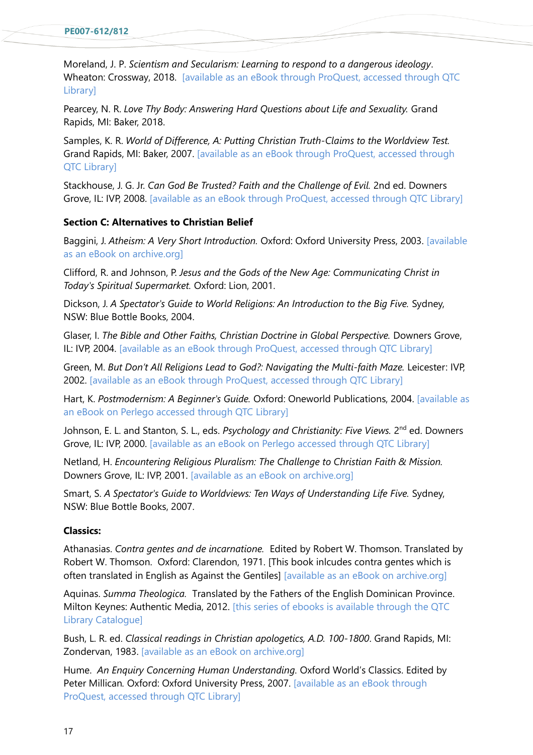Moreland, J. P. *Scientism and Secularism: Learning to respond to a dangerous ideology*. Wheaton: Crossway, 2018. [available as an eBook through ProQuest, accessed through QTC Library]

Pearcey, N. R. *Love Thy Body: Answering Hard Questions about Life and Sexuality.* Grand Rapids, MI: Baker, 2018.

Samples, K. R. *World of Difference, A: Putting Christian Truth-Claims to the Worldview Test.* Grand Rapids, MI: Baker, 2007. [available as an eBook through ProQuest, accessed through QTC Library]

Stackhouse, J. G. Jr. *Can God Be Trusted? Faith and the Challenge of Evil.* 2nd ed. Downers Grove, IL: IVP, 2008. [available as an eBook through ProQuest, accessed through QTC Library]

**Section C: Alternatives to Christian Belief**

Baggini, J. *Atheism: A Very Short Introduction.* Oxford: Oxford University Press, 2003. [available as an eBook on archive.org]

Clifford, R. and Johnson, P. *Jesus and the Gods of the New Age: Communicating Christ in Today's Spiritual Supermarket.* Oxford: Lion, 2001.

Dickson, J. *A Spectator's Guide to World Religions: An Introduction to the Big Five.* Sydney, NSW: Blue Bottle Books, 2004.

Glaser, I. *The Bible and Other Faiths, Christian Doctrine in Global Perspective.* Downers Grove, IL: IVP, 2004. [available as an eBook through ProQuest, accessed through QTC Library]

Green, M. *But Don't All Religions Lead to God?: Navigating the Multi-faith Maze.* Leicester: IVP, 2002. [available as an eBook through ProQuest, accessed through QTC Library]

Hart, K. *Postmodernism: A Beginner's Guide.* Oxford: Oneworld Publications, 2004. [available as an eBook on Perlego accessed through QTC Library]

Johnson, E. L. and Stanton, S. L., eds. *Psychology and Christianity: Five Views.* 2nd ed. Downers Grove, IL: IVP, 2000. [available as an eBook on Perlego accessed through QTC Library]

Netland, H. *Encountering Religious Pluralism: The Challenge to Christian Faith & Mission.* Downers Grove, IL: IVP, 2001. [available as an eBook on archive.org]

Smart, S. *A Spectator's Guide to Worldviews: Ten Ways of Understanding Life Five.* Sydney, NSW: Blue Bottle Books, 2007.

**Classics:**

Athanasias. *Contra gentes and de incarnatione.* Edited by Robert W. Thomson. Translated by Robert W. Thomson. Oxford: Clarendon, 1971. [This book inlcudes contra gentes which is often translated in English as Against the Gentiles] [available as an eBook on archive.org]

Aquinas. *Summa Theologica.* Translated by the Fathers of the English Dominican Province. Milton Keynes: Authentic Media, 2012. [this series of ebooks is available through the QTC Library Catalogue]

Bush, L. R. ed. *Classical readings in Christian apologetics, A.D. 100-1800*. Grand Rapids, MI: Zondervan, 1983. [available as an eBook on archive.org]

Hume. *An Enquiry Concerning Human Understanding.* Oxford World's Classics. Edited by Peter Millican. Oxford: Oxford University Press, 2007. [available as an eBook through ProQuest, accessed through QTC Library]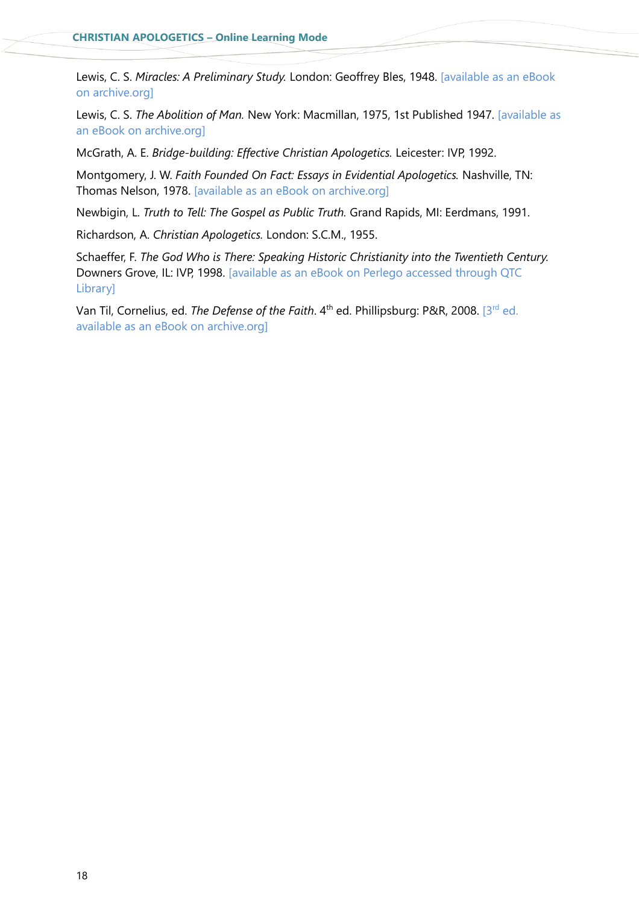Lewis, C. S. *Miracles: A Preliminary Study.* London: Geoffrey Bles, 1948. [available as an eBook on archive.org]

Lewis, C. S. *The Abolition of Man.* New York: Macmillan, 1975, 1st Published 1947. [available as an eBook on archive.org]

McGrath, A. E. *Bridge-building: Effective Christian Apologetics.* Leicester: IVP, 1992.

Montgomery, J. W. *Faith Founded On Fact: Essays in Evidential Apologetics.* Nashville, TN: Thomas Nelson, 1978. [available as an eBook on archive.org]

Newbigin, L. *Truth to Tell: The Gospel as Public Truth.* Grand Rapids, MI: Eerdmans, 1991.

Richardson, A. *Christian Apologetics.* London: S.C.M., 1955.

Schaeffer, F. *The God Who is There: Speaking Historic Christianity into the Twentieth Century.* Downers Grove, IL: IVP, 1998. [available as an eBook on Perlego accessed through QTC Library]

Van Til, Cornelius, ed. *The Defense of the Faith*. 4th ed. Phillipsburg: P&R, 2008. [3rd ed. available as an eBook on archive.org]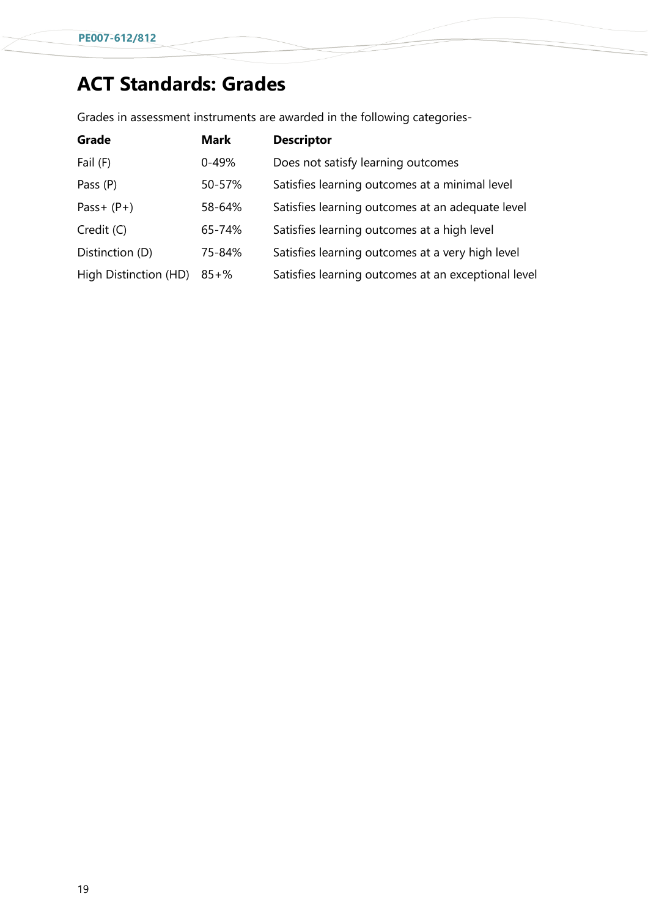## ACT Standards: Grades

Grades in assessment instruments are awarded in the following categories-

| Grade | Mark | Descriptor |
|---|---|---|
| Fail (F) | 0-49% | Does not satisfy learning outcomes |
| Pass (P) | 50-57% | Satisfies learning outcomes at a minimal level |
| Pass+ (P+) | 58-64% | Satisfies learning outcomes at an adequate level |
| Credit (C) | 65-74% | Satisfies learning outcomes at a high level |
| Distinction (D) | 75-84% | Satisfies learning outcomes at a very high level |
| High Distinction (HD) | 85+% | Satisfies learning outcomes at an exceptional level |